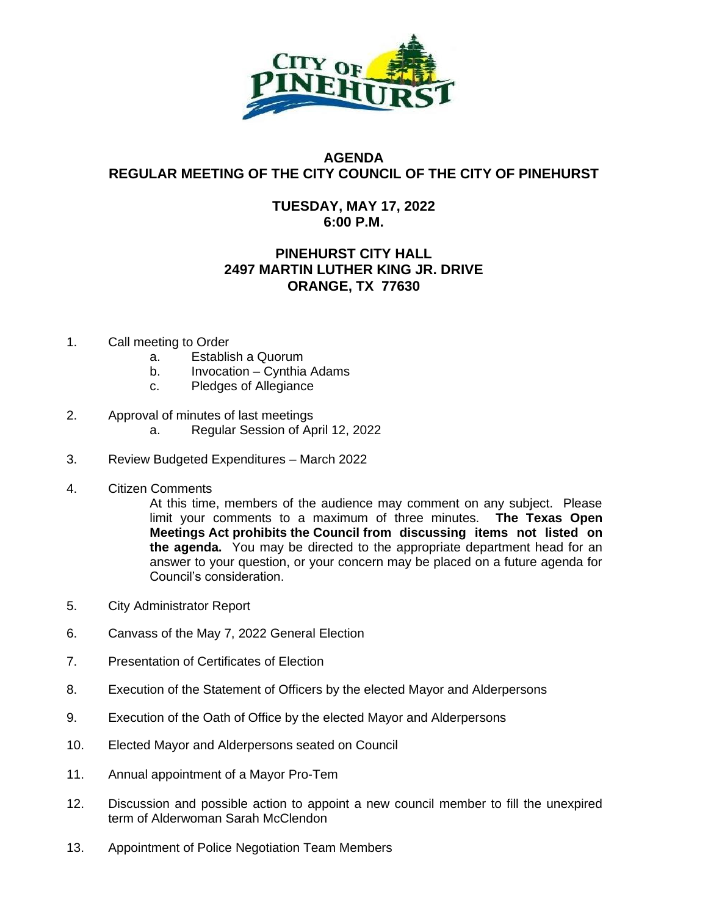# AGENDA
## REGULAR MEETING OF THE CITY COUNCIL OF THE CITY OF PINEHURST

**TUESDAY, MAY 17, 2022**
**6:00 P.M.**

**PINEHURST CITY HALL**
**2497 MARTIN LUTHER KING JR. DRIVE**
**ORANGE, TX 77630**

1. Call meeting to Order
   a. Establish a Quorum
   b. Invocation – Cynthia Adams
   c. Pledges of Allegiance

2. Approval of minutes of last meetings
   a. Regular Session of April 12, 2022

3. Review Budgeted Expenditures – March 2022

4. Citizen Comments

   At this time, members of the audience may comment on any subject. Please limit your comments to a maximum of three minutes. **The Texas Open Meetings Act prohibits the Council from discussing items not listed on the agenda.** You may be directed to the appropriate department head for an answer to your question, or your concern may be placed on a future agenda for Council's consideration.

5. City Administrator Report

6. Canvass of the May 7, 2022 General Election

7. Presentation of Certificates of Election

8. Execution of the Statement of Officers by the elected Mayor and Alderpersons

9. Execution of the Oath of Office by the elected Mayor and Alderpersons

10. Elected Mayor and Alderpersons seated on Council

11. Annual appointment of a Mayor Pro-Tem

12. Discussion and possible action to appoint a new council member to fill the unexpired term of Alderwoman Sarah McClendon

13. Appointment of Police Negotiation Team Members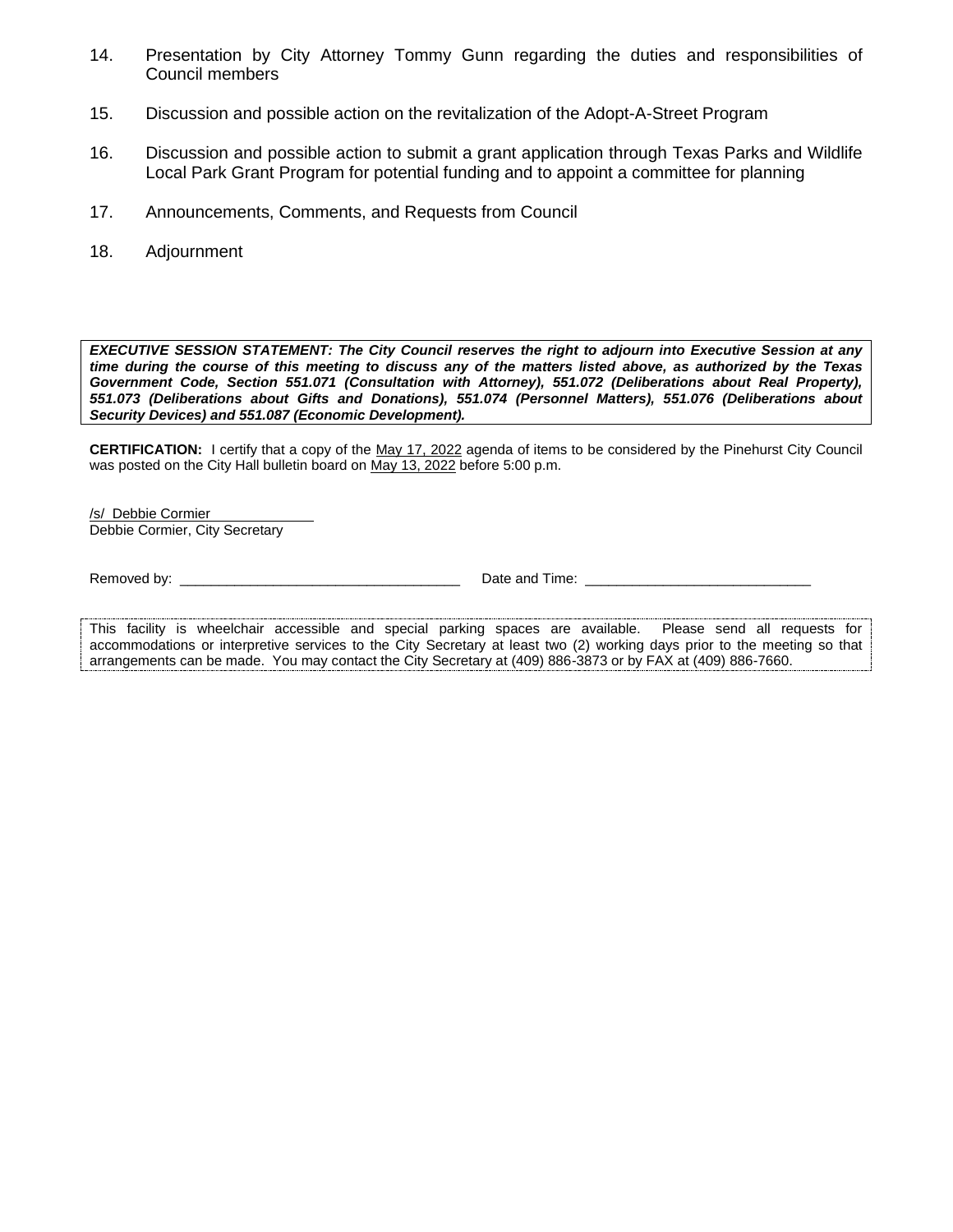14. Presentation by City Attorney Tommy Gunn regarding the duties and responsibilities of Council members

15. Discussion and possible action on the revitalization of the Adopt-A-Street Program

16. Discussion and possible action to submit a grant application through Texas Parks and Wildlife Local Park Grant Program for potential funding and to appoint a committee for planning

17. Announcements, Comments, and Requests from Council

18. Adjournment

***EXECUTIVE SESSION STATEMENT: The City Council reserves the right to adjourn into Executive Session at any time during the course of this meeting to discuss any of the matters listed above, as authorized by the Texas Government Code, Section 551.071 (Consultation with Attorney), 551.072 (Deliberations about Real Property), 551.073 (Deliberations about Gifts and Donations), 551.074 (Personnel Matters), 551.076 (Deliberations about Security Devices) and 551.087 (Economic Development).***

**CERTIFICATION:** I certify that a copy of the May 17, 2022 agenda of items to be considered by the Pinehurst City Council was posted on the City Hall bulletin board on May 13, 2022 before 5:00 p.m.

/s/ Debbie Cormier
Debbie Cormier, City Secretary

Removed by: ___________________________________ Date and Time: ____________________________

This facility is wheelchair accessible and special parking spaces are available. Please send all requests for accommodations or interpretive services to the City Secretary at least two (2) working days prior to the meeting so that arrangements can be made. You may contact the City Secretary at (409) 886-3873 or by FAX at (409) 886-7660.